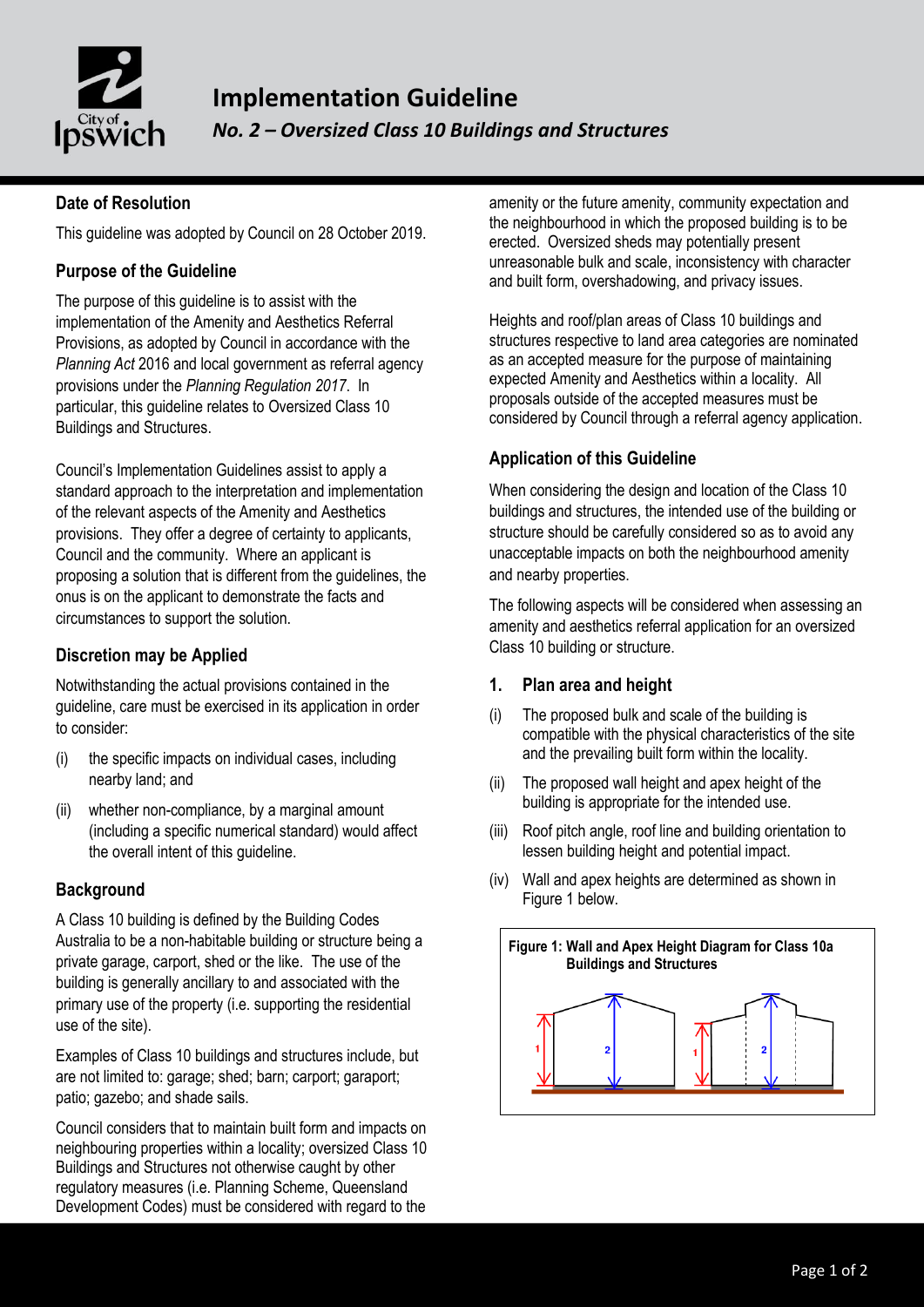# Implementation Guideline

## *No. 2 – Oversized Class 10 Buildings and Structures*

### Date of Resolution

This guideline was adopted by Council on 28 October 2019.

### Purpose of the Guideline

The purpose of this guideline is to assist with the implementation of the Amenity and Aesthetics Referral Provisions, as adopted by Council in accordance with the *Planning Act* 2016 and local government as referral agency provisions under the *Planning Regulation 2017*. In particular, this guideline relates to Oversized Class 10 Buildings and Structures.

Council's Implementation Guidelines assist to apply a standard approach to the interpretation and implementation of the relevant aspects of the Amenity and Aesthetics provisions. They offer a degree of certainty to applicants, Council and the community. Where an applicant is proposing a solution that is different from the guidelines, the onus is on the applicant to demonstrate the facts and circumstances to support the solution.

### Discretion may be Applied

Notwithstanding the actual provisions contained in the guideline, care must be exercised in its application in order to consider:

(i) the specific impacts on individual cases, including nearby land; and

(ii) whether non-compliance, by a marginal amount (including a specific numerical standard) would affect the overall intent of this guideline.

### Background

A Class 10 building is defined by the Building Codes Australia to be a non-habitable building or structure being a private garage, carport, shed or the like. The use of the building is generally ancillary to and associated with the primary use of the property (i.e. supporting the residential use of the site).

Examples of Class 10 buildings and structures include, but are not limited to: garage; shed; barn; carport; garaport; patio; gazebo; and shade sails.

Council considers that to maintain built form and impacts on neighbouring properties within a locality; oversized Class 10 Buildings and Structures not otherwise caught by other regulatory measures (i.e. Planning Scheme, Queensland Development Codes) must be considered with regard to the amenity or the future amenity, community expectation and the neighbourhood in which the proposed building is to be erected. Oversized sheds may potentially present unreasonable bulk and scale, inconsistency with character and built form, overshadowing, and privacy issues.

Heights and roof/plan areas of Class 10 buildings and structures respective to land area categories are nominated as an accepted measure for the purpose of maintaining expected Amenity and Aesthetics within a locality. All proposals outside of the accepted measures must be considered by Council through a referral agency application.

### Application of this Guideline

When considering the design and location of the Class 10 buildings and structures, the intended use of the building or structure should be carefully considered so as to avoid any unacceptable impacts on both the neighbourhood amenity and nearby properties.

The following aspects will be considered when assessing an amenity and aesthetics referral application for an oversized Class 10 building or structure.

### 1. Plan area and height

(i) The proposed bulk and scale of the building is compatible with the physical characteristics of the site and the prevailing built form within the locality.

(ii) The proposed wall height and apex height of the building is appropriate for the intended use.

(iii) Roof pitch angle, roof line and building orientation to lessen building height and potential impact.

(iv) Wall and apex heights are determined as shown in Figure 1 below.

**Figure 1: Wall and Apex Height Diagram for Class 10a Buildings and Structures**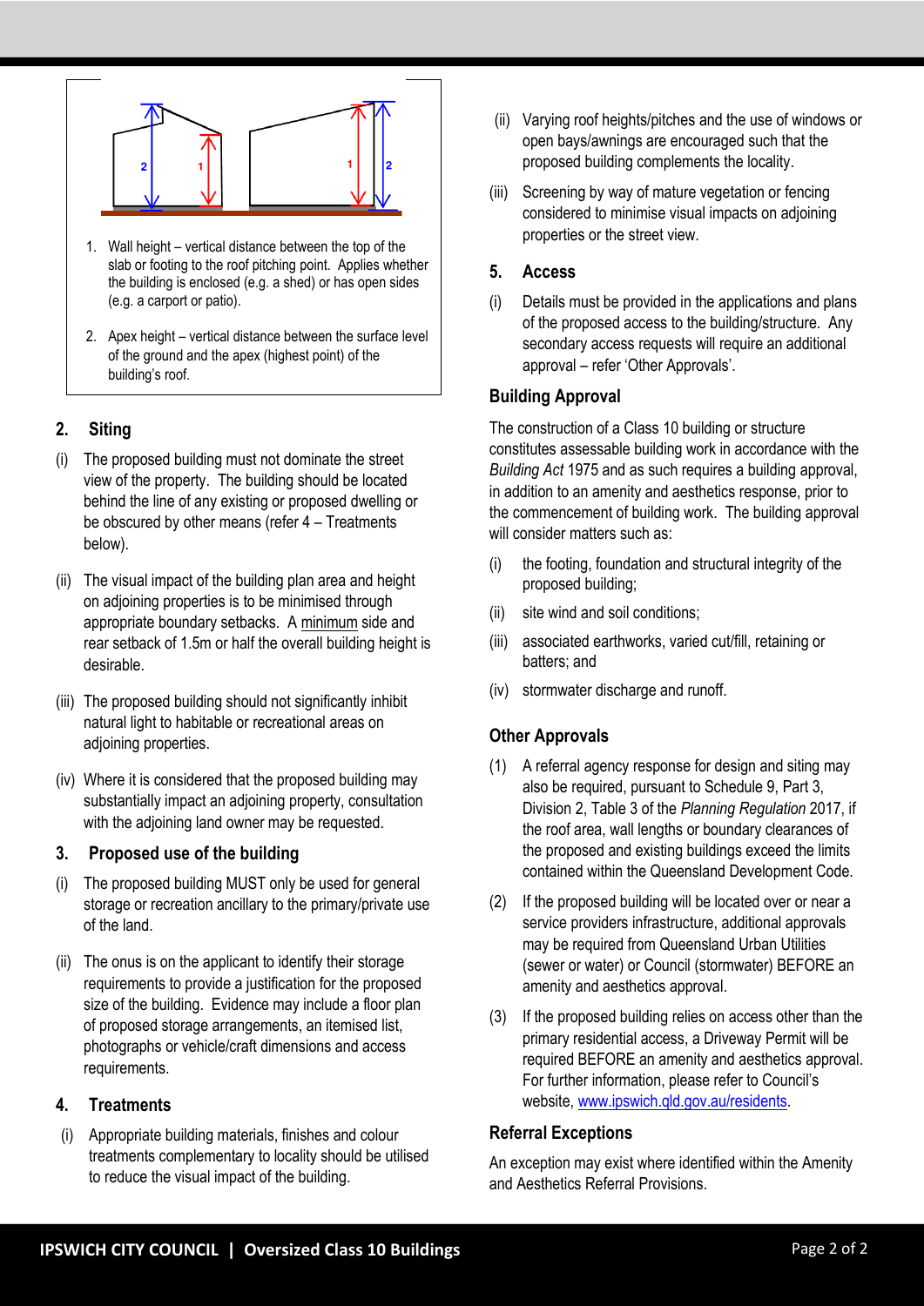2 1 1 2

1. Wall height – vertical distance between the top of the slab or footing to the roof pitching point. Applies whether the building is enclosed (e.g. a shed) or has open sides (e.g. a carport or patio).
2. Apex height – vertical distance between the surface level of the ground and the apex (highest point) of the building's roof.

## 2. Siting

(i) The proposed building must not dominate the street view of the property. The building should be located behind the line of any existing or proposed dwelling or be obscured by other means (refer 4 – Treatments below).

(ii) The visual impact of the building plan area and height on adjoining properties is to be minimised through appropriate boundary setbacks. A minimum side and rear setback of 1.5m or half the overall building height is desirable.

(iii) The proposed building should not significantly inhibit natural light to habitable or recreational areas on adjoining properties.

(iv) Where it is considered that the proposed building may substantially impact an adjoining property, consultation with the adjoining land owner may be requested.

## 3. Proposed use of the building

(i) The proposed building MUST only be used for general storage or recreation ancillary to the primary/private use of the land.

(ii) The onus is on the applicant to identify their storage requirements to provide a justification for the proposed size of the building. Evidence may include a floor plan of proposed storage arrangements, an itemised list, photographs or vehicle/craft dimensions and access requirements.

## 4. Treatments

(i) Appropriate building materials, finishes and colour treatments complementary to locality should be utilised to reduce the visual impact of the building.

(ii) Varying roof heights/pitches and the use of windows or open bays/awnings are encouraged such that the proposed building complements the locality.

(iii) Screening by way of mature vegetation or fencing considered to minimise visual impacts on adjoining properties or the street view.

## 5. Access

(i) Details must be provided in the applications and plans of the proposed access to the building/structure. Any secondary access requests will require an additional approval – refer 'Other Approvals'.

## Building Approval

The construction of a Class 10 building or structure constitutes assessable building work in accordance with the *Building Act* 1975 and as such requires a building approval, in addition to an amenity and aesthetics response, prior to the commencement of building work. The building approval will consider matters such as:

(i) the footing, foundation and structural integrity of the proposed building;

(ii) site wind and soil conditions;

(iii) associated earthworks, varied cut/fill, retaining or batters; and

(iv) stormwater discharge and runoff.

## Other Approvals

(1) A referral agency response for design and siting may also be required, pursuant to Schedule 9, Part 3, Division 2, Table 3 of the *Planning Regulation* 2017, if the roof area, wall lengths or boundary clearances of the proposed and existing buildings exceed the limits contained within the Queensland Development Code.

(2) If the proposed building will be located over or near a service providers infrastructure, additional approvals may be required from Queensland Urban Utilities (sewer or water) or Council (stormwater) BEFORE an amenity and aesthetics approval.

(3) If the proposed building relies on access other than the primary residential access, a Driveway Permit will be required BEFORE an amenity and aesthetics approval. For further information, please refer to Council's website, www.ipswich.qld.gov.au/residents.

## Referral Exceptions

An exception may exist where identified within the Amenity and Aesthetics Referral Provisions.